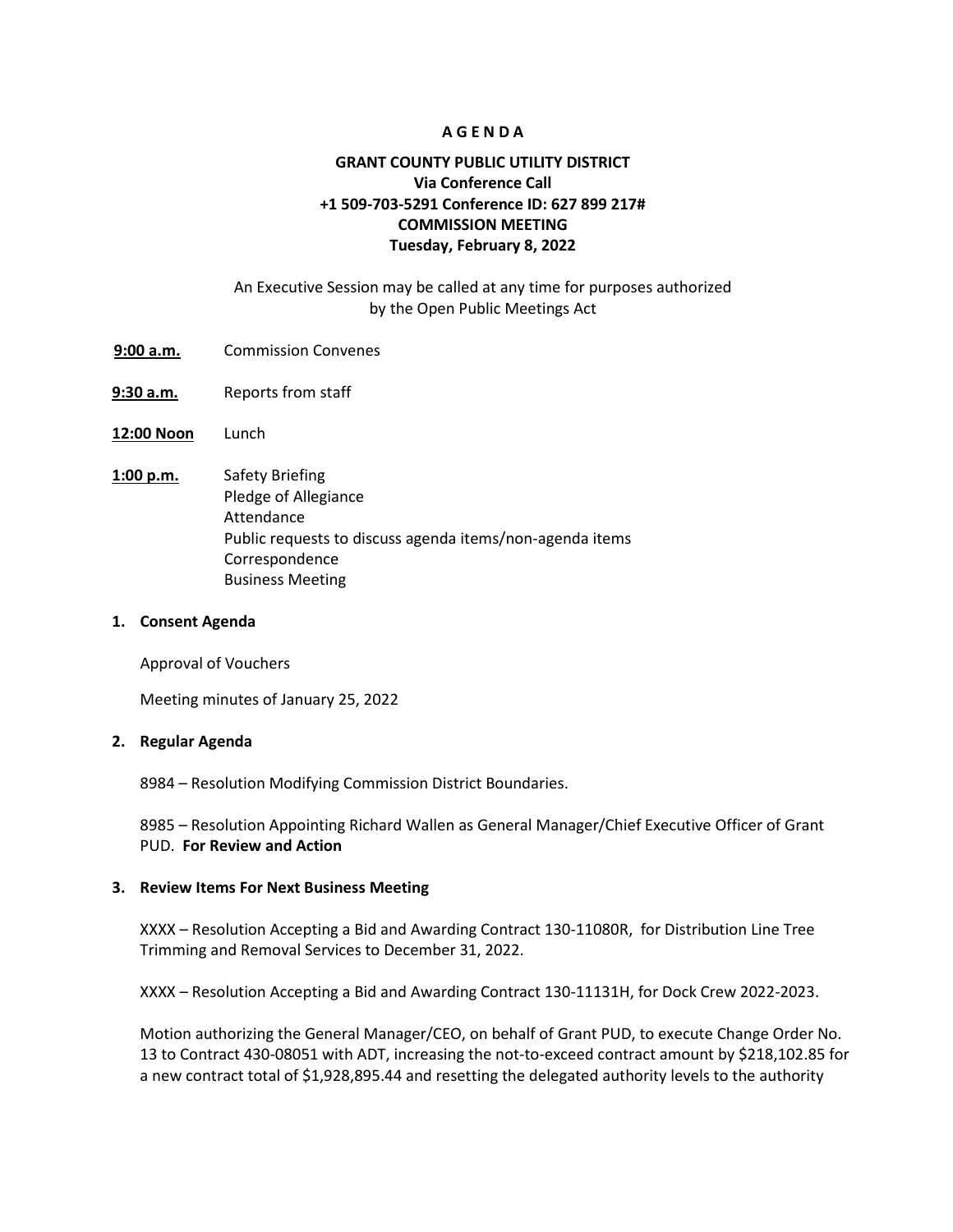**A G E N D A**

**GRANT COUNTY PUBLIC UTILITY DISTRICT**
**Via Conference Call**
**+1 509-703-5291 Conference ID: 627 899 217#**
**COMMISSION MEETING**
**Tuesday, February 8, 2022**

An Executive Session may be called at any time for purposes authorized by the Open Public Meetings Act

**9:00 a.m.** Commission Convenes

**9:30 a.m.** Reports from staff

**12:00 Noon** Lunch

**1:00 p.m.** Safety Briefing
Pledge of Allegiance
Attendance
Public requests to discuss agenda items/non-agenda items
Correspondence
Business Meeting

**1. Consent Agenda**

Approval of Vouchers

Meeting minutes of January 25, 2022

**2. Regular Agenda**

8984 – Resolution Modifying Commission District Boundaries.

8985 – Resolution Appointing Richard Wallen as General Manager/Chief Executive Officer of Grant PUD. **For Review and Action**

**3. Review Items For Next Business Meeting**

XXXX – Resolution Accepting a Bid and Awarding Contract 130-11080R, for Distribution Line Tree Trimming and Removal Services to December 31, 2022.

XXXX – Resolution Accepting a Bid and Awarding Contract 130-11131H, for Dock Crew 2022-2023.

Motion authorizing the General Manager/CEO, on behalf of Grant PUD, to execute Change Order No. 13 to Contract 430-08051 with ADT, increasing the not-to-exceed contract amount by $218,102.85 for a new contract total of $1,928,895.44 and resetting the delegated authority levels to the authority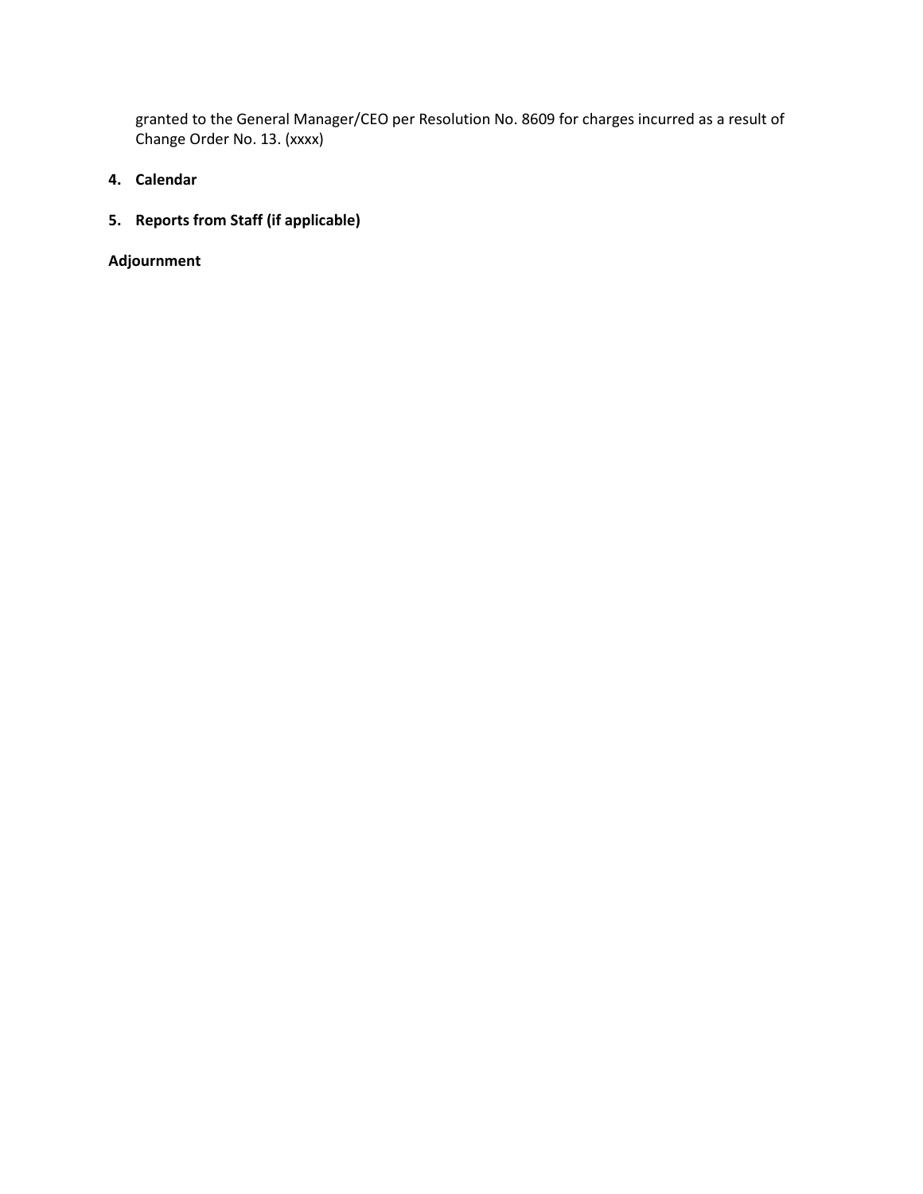granted to the General Manager/CEO per Resolution No. 8609 for charges incurred as a result of Change Order No. 13. (xxxx)

4. **Calendar**

5. **Reports from Staff (if applicable)**

**Adjournment**